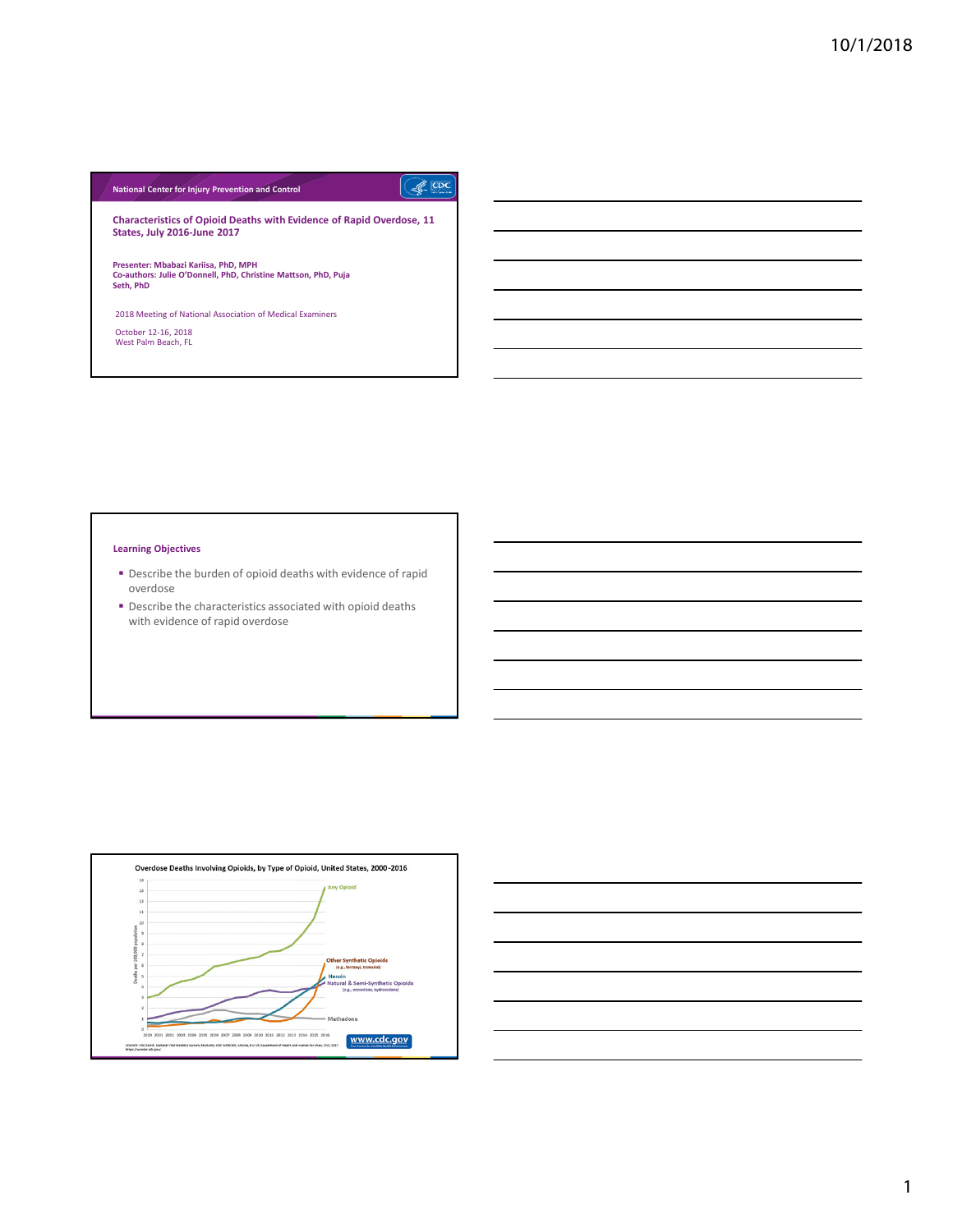National Center for Injury Prevention and Control

## Characteristics of Opioid Deaths with Evidence of Rapid Overdose, 11 States, July 2016-June 2017

**Presenter: Mbabazi Kariisa, PhD, MPH**
**Co-authors: Julie O'Donnell, PhD, Christine Mattson, PhD, Puja Seth, PhD**

2018 Meeting of National Association of Medical Examiners

October 12-16, 2018
West Palm Beach, FL

### Learning Objectives

- Describe the burden of opioid deaths with evidence of rapid overdose
- Describe the characteristics associated with opioid deaths with evidence of rapid overdose

### Overdose Deaths Involving Opioids, by Type of Opioid, United States, 2000-2016

Any Opioid

Other Synthetic Opioids (e.g., fentanyl, tramadol)

Heroin

Natural & Semi-Synthetic Opioids (e.g., oxycodone, hydrocodone)

Methadone

Deaths per 100,000 population

www.cdc.gov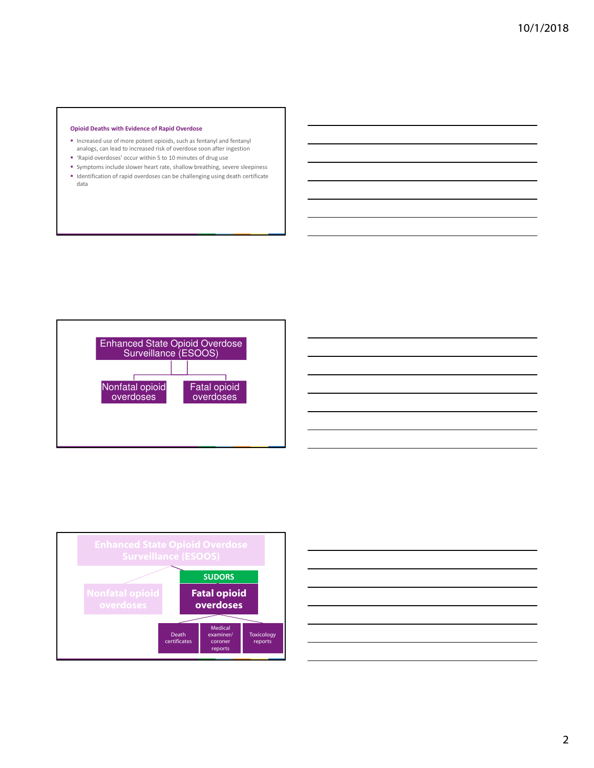### Opioid Deaths with Evidence of Rapid Overdose

- Increased use of more potent opioids, such as fentanyl and fentanyl analogs, can lead to increased risk of overdose soon after ingestion
- 'Rapid overdoses' occur within 5 to 10 minutes of drug use
- Symptoms include slower heart rate, shallow breathing, severe sleepiness
- Identification of rapid overdoses can be challenging using death certificate data

---

Enhanced State Opioid Overdose Surveillance (ESOOS)

- Nonfatal opioid overdoses
- Fatal opioid overdoses

---

Enhanced State Opioid Overdose Surveillance (ESOOS)

- Nonfatal opioid overdoses
- SUDORS — Fatal opioid overdoses
  - Death certificates
  - Medical examiner/ coroner reports
  - Toxicology reports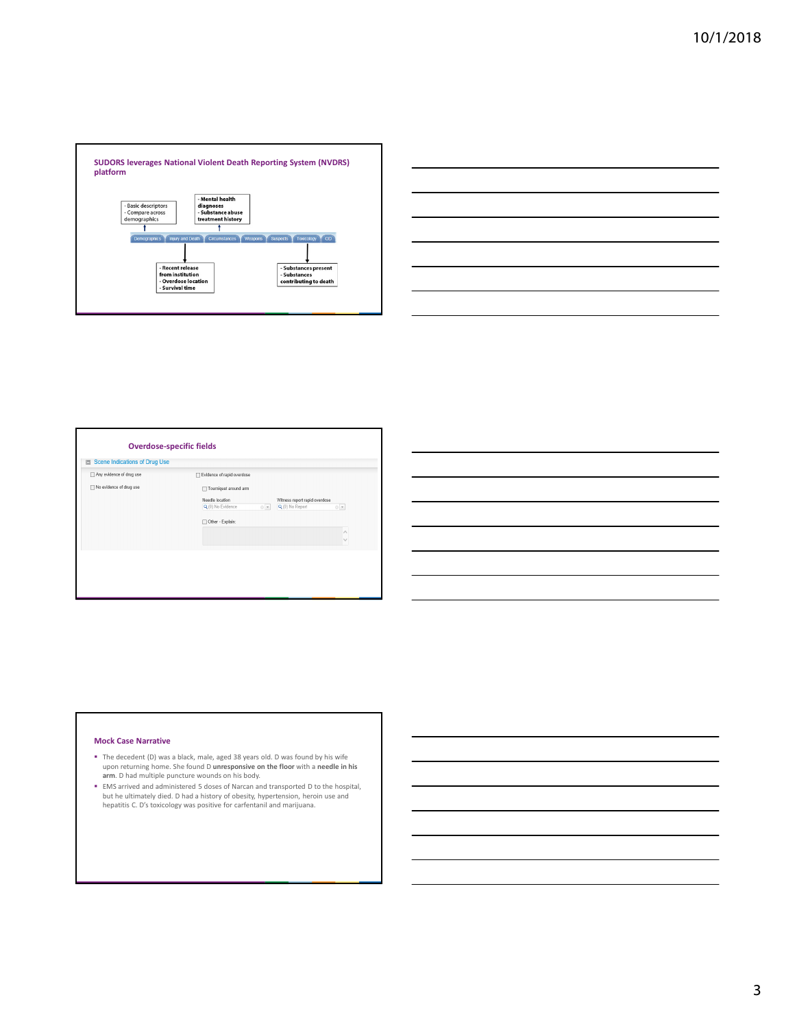## SUDORS leverages National Violent Death Reporting System (NVDRS) platform

- Basic descriptors
- Compare across demographics

- **Mental health diagnoses**
- **Substance abuse treatment history**

Demographics | Injury and Death | Circumstances | Weapons | Suspects | Toxicology | OD

- **Recent release from institution**
- **Overdose location**
- **Survival time**

- **Substances present**
- **Substances contributing to death**

## Overdose-specific fields

Scene Indications of Drug Use

- Any evidence of drug use
- No evidence of drug use
- Evidence of rapid overdose
  - Tourniquet around arm
  - Needle location: (0) No Evidence
  - Witness report rapid overdose: (0) No Report
  - Other - Explain:

## Mock Case Narrative

- The decedent (D) was a black, male, aged 38 years old. D was found by his wife upon returning home. She found D **unresponsive on the floor** with a **needle in his arm.** D had multiple puncture wounds on his body.
- EMS arrived and administered 5 doses of Narcan and transported D to the hospital, but he ultimately died. D had a history of obesity, hypertension, heroin use and hepatitis C. D's toxicology was positive for carfentanil and marijuana.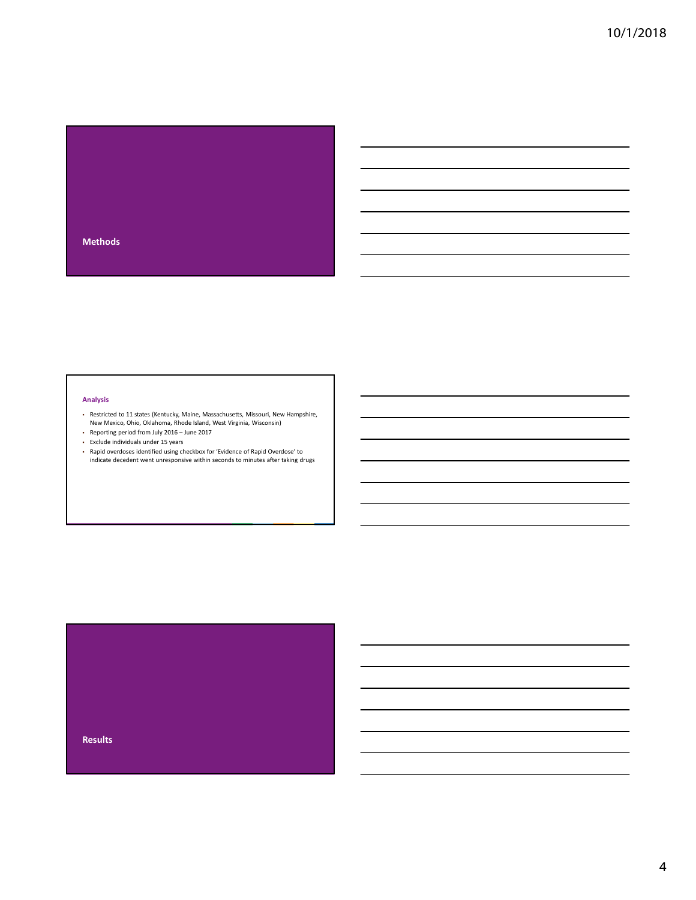## Methods

### Analysis

- Restricted to 11 states (Kentucky, Maine, Massachusetts, Missouri, New Hampshire, New Mexico, Ohio, Oklahoma, Rhode Island, West Virginia, Wisconsin)
- Reporting period from July 2016 – June 2017
- Exclude individuals under 15 years
- Rapid overdoses identified using checkbox for 'Evidence of Rapid Overdose' to indicate decedent went unresponsive within seconds to minutes after taking drugs

## Results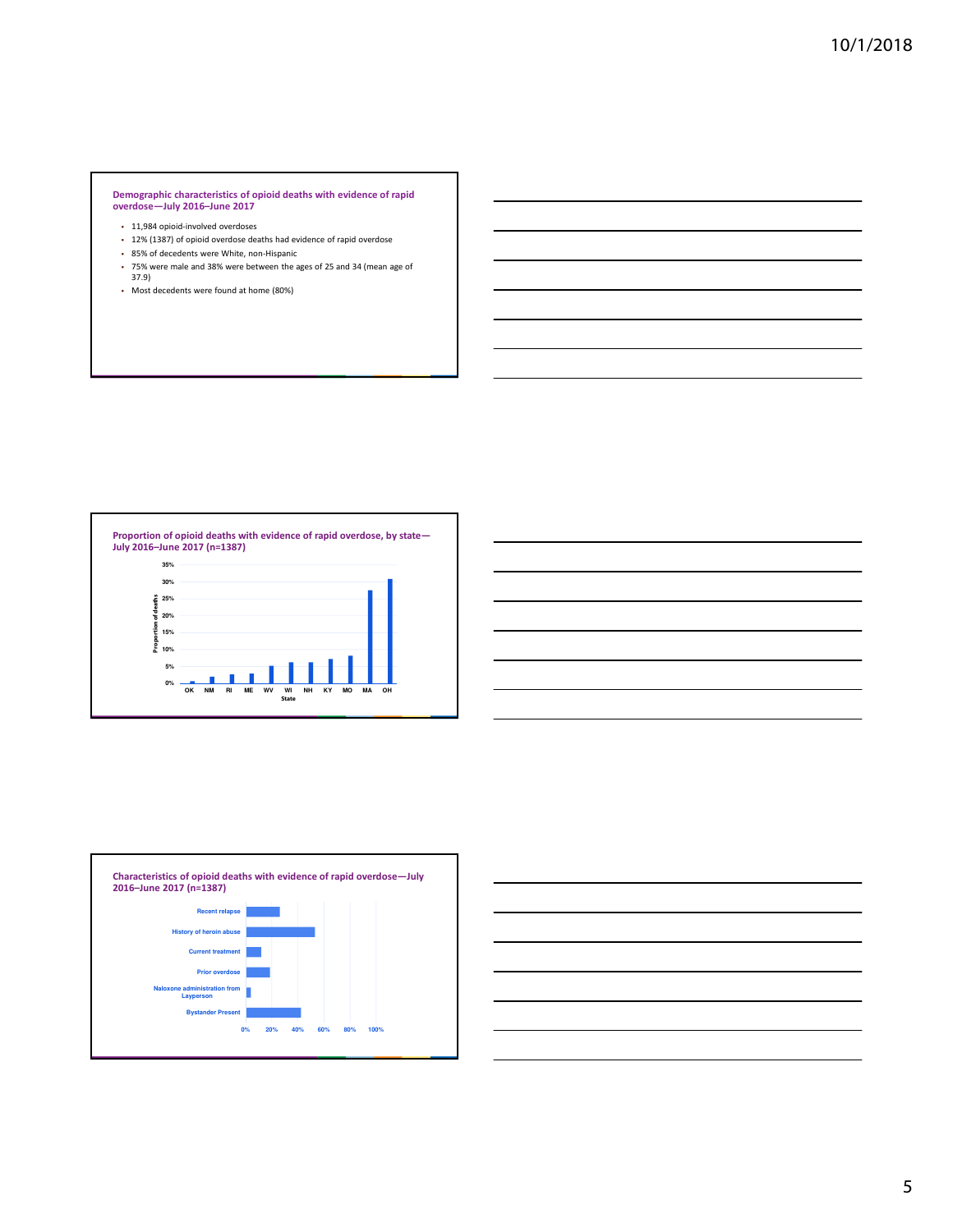## Demographic characteristics of opioid deaths with evidence of rapid overdose—July 2016–June 2017

- 11,984 opioid-involved overdoses
- 12% (1387) of opioid overdose deaths had evidence of rapid overdose
- 85% of decedents were White, non-Hispanic
- 75% were male and 38% were between the ages of 25 and 34 (mean age of 37.9)
- Most decedents were found at home (80%)

## Proportion of opioid deaths with evidence of rapid overdose, by state—July 2016–June 2017 (n=1387)

Proportion of deaths: 0%, 5%, 10%, 15%, 20%, 25%, 30%, 35%

State: OK, NM, RI, ME, WV, WI, NH, KY, MO, MA, OH

## Characteristics of opioid deaths with evidence of rapid overdose—July 2016–June 2017 (n=1387)

- Recent relapse
- History of heroin abuse
- Current treatment
- Prior overdose
- Naloxone administration from Layperson
- Bystander Present

0%, 20%, 40%, 60%, 80%, 100%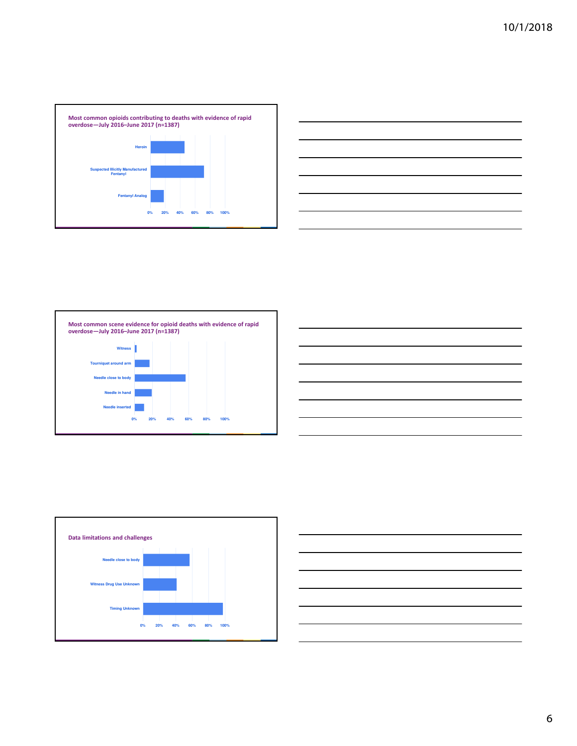## Most common opioids contributing to deaths with evidence of rapid overdose—July 2016–June 2017 (n=1387)

- Heroin
- Suspected Illicitly Manufactured Fentanyl
- Fentanyl Analog

0% 20% 40% 60% 80% 100%

## Most common scene evidence for opioid deaths with evidence of rapid overdose—July 2016–June 2017 (n=1387)

- Witness
- Tourniquet around arm
- Needle close to body
- Needle in hand
- Needle inserted

0% 20% 40% 60% 80% 100%

## Data limitations and challenges

- Needle close to body
- Witness Drug Use Unknown
- Timing Unknown

0% 20% 40% 60% 80% 100%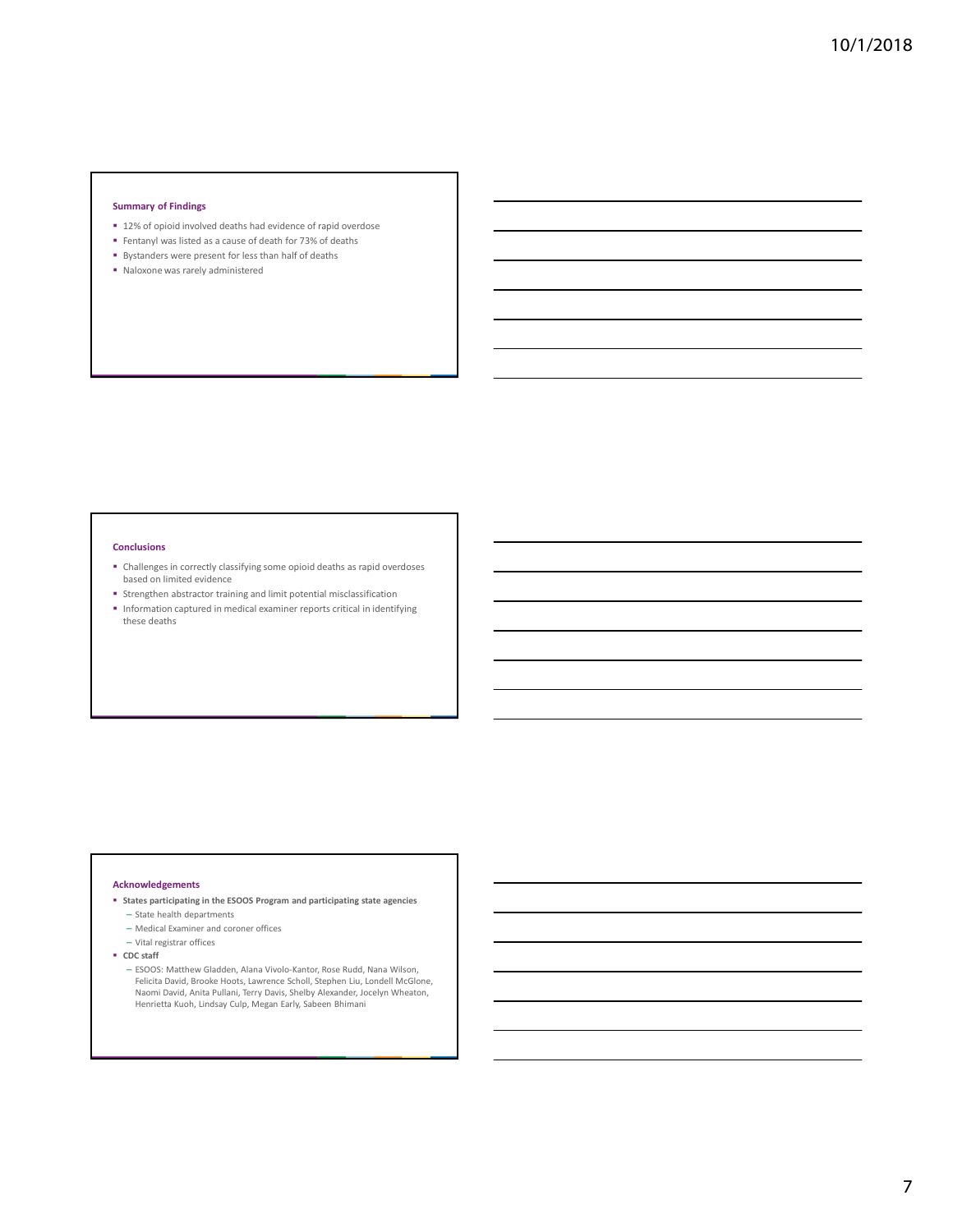## Summary of Findings

- 12% of opioid involved deaths had evidence of rapid overdose
- Fentanyl was listed as a cause of death for 73% of deaths
- Bystanders were present for less than half of deaths
- Naloxone was rarely administered

## Conclusions

- Challenges in correctly classifying some opioid deaths as rapid overdoses based on limited evidence
- Strengthen abstractor training and limit potential misclassification
- Information captured in medical examiner reports critical in identifying these deaths

## Acknowledgements

- **States participating in the ESOOS Program and participating state agencies**
  - State health departments
  - Medical Examiner and coroner offices
  - Vital registrar offices
- **CDC staff**
  - ESOOS: Matthew Gladden, Alana Vivolo-Kantor, Rose Rudd, Nana Wilson, Felicita David, Brooke Hoots, Lawrence Scholl, Stephen Liu, Londell McGlone, Naomi David, Anita Pullani, Terry Davis, Shelby Alexander, Jocelyn Wheaton, Henrietta Kuoh, Lindsay Culp, Megan Early, Sabeen Bhimani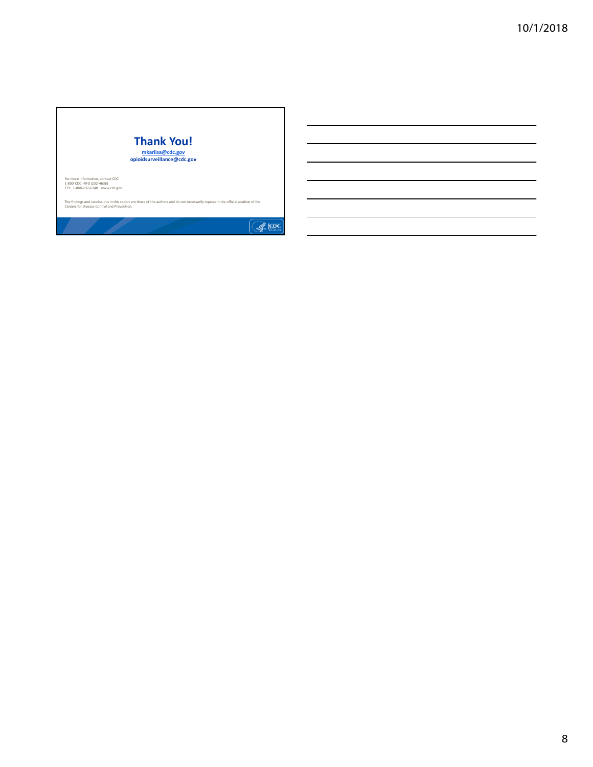# Thank You!

mkariisa@cdc.gov
**opioidsurveillance@cdc.gov**

For more information, contact CDC
1-800-CDC-INFO (232-4636)
TTY: 1-888-232-6348 www.cdc.gov

The findings and conclusions in this report are those of the authors and do not necessarily represent the official position of the Centers for Disease Control and Prevention.